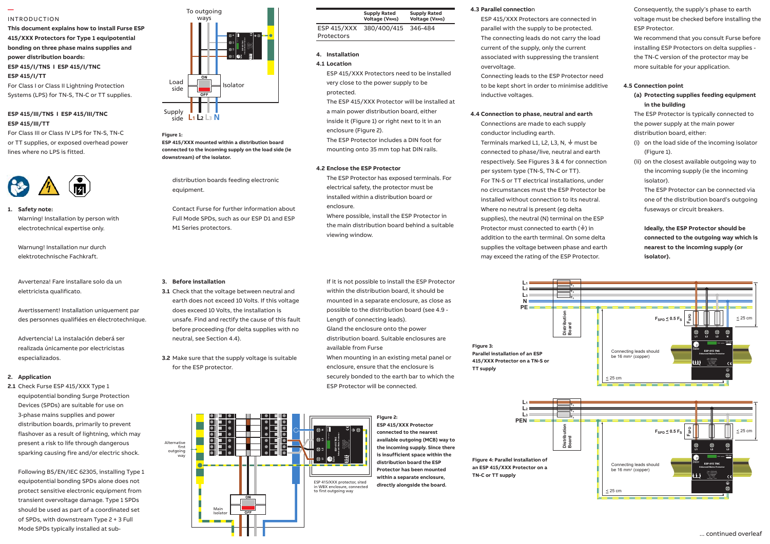INTRODUCTION

**This document explains how to install Furse ESP 415/XXX Protectors for Type 1 equipotential bonding on three phase mains supplies and power distribution boards:**

**ESP 415/I/TNS I ESP 415/I/TNC**
**ESP 415/I/TT**

For Class I or Class II Lightning Protection Systems (LPS) for TN-S, TN-C or TT supplies.

**ESP 415/III/TNS I ESP 415/III/TNC**
**ESP 415/III/TT**

For Class III or Class IV LPS for TN-S, TN-C or TT supplies, or exposed overhead power lines where no LPS is fitted.

**1. Safety note:**

Warning! Installation by person with electrotechnical expertise only.

Warnung! Installation nur durch elektrotechnische Fachkraft.

Avvertenza! Fare installare solo da un elettricista qualificato.

Avertissement! Installation uniquement par des personnes qualifiées en électrotechnique.

Advertencia! La instalación deberá ser realizada únicamente por electricistas especializados.

**2. Application**

**2.1** Check Furse ESP 415/XXX Type 1 equipotential bonding Surge Protection Devices (SPDs) are suitable for use on 3-phase mains supplies and power distribution boards, primarily to prevent flashover as a result of lightning, which may present a risk to life through dangerous sparking causing fire and/or electric shock.

Following BS/EN/IEC 62305, installing Type 1 equipotential bonding SPDs alone does not protect sensitive electronic equipment from transient overvoltage damage. Type 1 SPDs should be used as part of a coordinated set of SPDs, with downstream Type 2 + 3 Full Mode SPDs typically installed at sub-distribution boards feeding electronic equipment.

Contact Furse for further information about Full Mode SPDs, such as our ESP D1 and ESP M1 Series protectors.

**Figure 1:**
**ESP 415/XXX mounted within a distribution board connected to the incoming supply on the load side (ie downstream) of the isolator.**

**3. Before installation**

**3.1** Check that the voltage between neutral and earth does not exceed 10 Volts. If this voltage does exceed 10 Volts, the installation is unsafe. Find and rectify the cause of this fault before proceeding (for delta supplies with no neutral, see Section 4.4).

**3.2** Make sure that the supply voltage is suitable for the ESP protector.

| | Supply Rated Voltage ($V_{RMS}$) | Supply Rated Voltage ($V_{RMS}$) |
|---|---|---|
| ESP 415/XXX Protectors | 380/400/415 | 346-484 |

**4. Installation**

**4.1 Location**

The ESP 415/XXX Protectors need to be installed very close to the power supply to be protected.

The ESP 415/XXX Protector will be installed at a main power distribution board, either inside it (Figure 1) or right next to it in an enclosure (Figure 2).

The ESP Protector includes a DIN foot for mounting onto 35 mm top hat DIN rails.

**4.2 Enclose the ESP Protector**

The ESP Protector has exposed terminals. For electrical safety, the protector must be installed within a distribution board or enclosure.

Where possible, install the ESP Protector in the main distribution board behind a suitable viewing window.

If it is not possible to install the ESP Protector within the distribution board, it should be mounted in a separate enclosure, as close as possible to the distribution board (see 4.9 - Length of connecting leads).

Gland the enclosure onto the power distribution board. Suitable enclosures are available from Furse

When mounting in an existing metal panel or enclosure, ensure that the enclosure is securely bonded to the earth bar to which the ESP Protector will be connected.

**Figure 2:**
**ESP 415/XXX Protector connected to the nearest available outgoing (MCB) way to the incoming supply. Since there is insufficient space within the distribution board the ESP Protector has been mounted within a separate enclosure, directly alongside the board.**

**4.3 Parallel connection**

The ESP 415/XXX Protectors are connected in parallel with the supply to be protected.

The connecting leads do not carry the load current of the supply, only the current associated with suppressing the transient overvoltage.

Connecting leads to the ESP Protector need to be kept short in order to minimise additive inductive voltages.

**4.4 Connection to phase, neutral and earth**

Connections are made to each supply conductor including earth.

Terminals marked L1, L2, L3, N, ⏚ must be connected to phase/live, neutral and earth respectively. See Figures 3 & 4 for connection per system type (TN-S, TN-C or TT).

For TN-S or TT electrical installations, under no circumstances must the ESP Protector be installed without connection to its neutral.

Where no neutral is present (eg delta supplies), the neutral (N) terminal on the ESP Protector must connected to earth (⏚) in addition to the earth terminal. On some delta supplies the voltage between phase and earth may exceed the rating of the ESP Protector.

Consequently, the supply's phase to earth voltage must be checked before installing the ESP Protector.

We recommend that you consult Furse before installing ESP Protectors on delta supplies - the TN-C version of the protector may be more suitable for your application.

**4.5 Connection point**

**(a) Protecting supplies feeding equipment in the building**

The ESP Protector is typically connected to the power supply at the main power distribution board, either:

(i) on the load side of the incoming isolator (Figure 1).

(ii) on the closest available outgoing way to the incoming supply (ie the incoming isolator).

The ESP Protector can be connected via one of the distribution board's outgoing fuseways or circuit breakers.

**Ideally, the ESP Protector should be connected to the outgoing way which is nearest to the incoming supply (or isolator).**

**Figure 3:**
**Parallel installation of an ESP 415/XXX Protector on a TN-S or TT supply**

**Figure 4: Parallel installation of an ESP 415/XXX Protector on a TN-C or TT supply**

... continued overleaf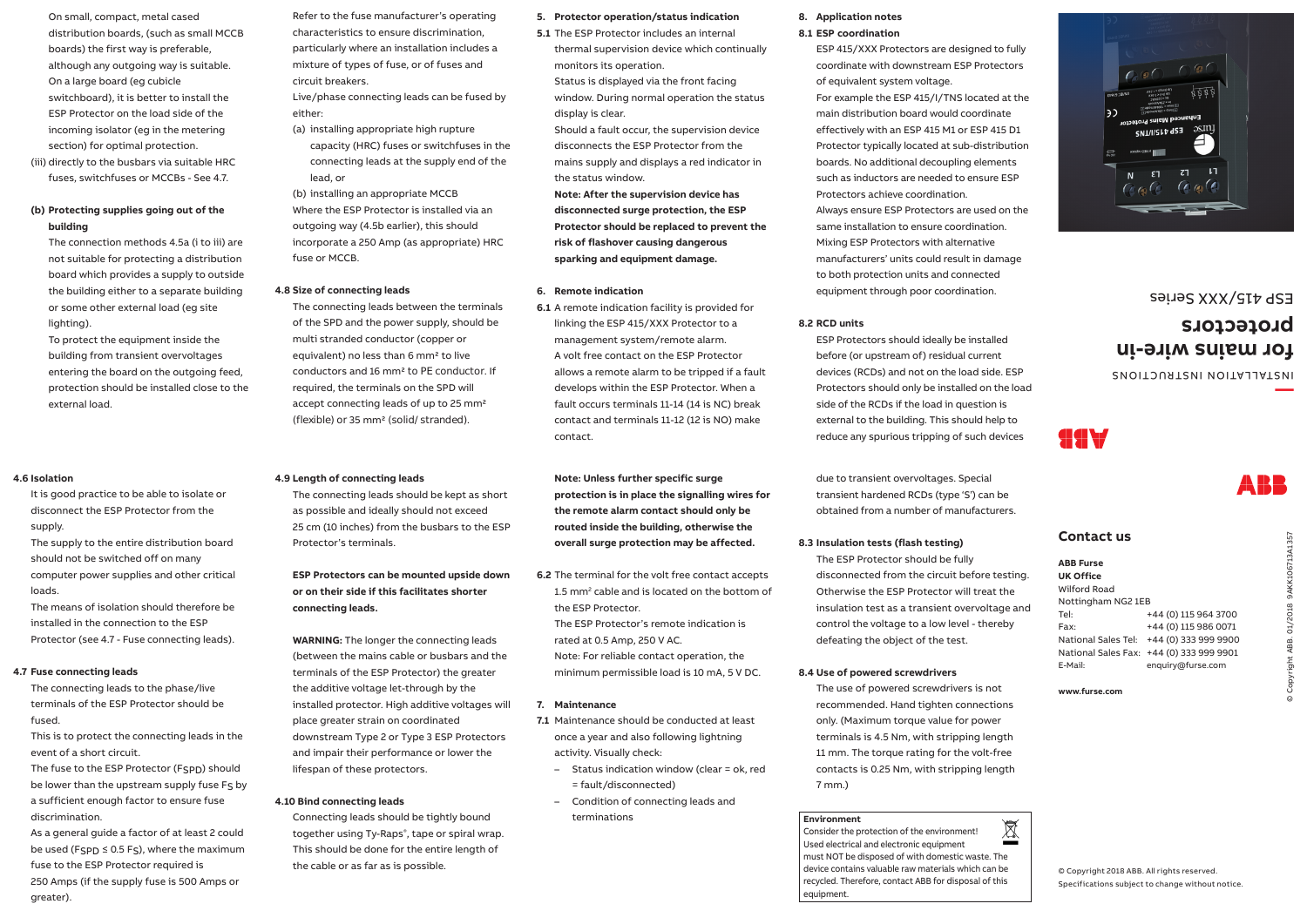On small, compact, metal cased distribution boards, (such as small MCCB boards) the first way is preferable, although any outgoing way is suitable. On a large board (eg cubicle switchboard), it is better to install the ESP Protector on the load side of the incoming isolator (eg in the metering section) for optimal protection.

(iii) directly to the busbars via suitable HRC fuses, switchfuses or MCCBs - See 4.7.

**(b) Protecting supplies going out of the building**

The connection methods 4.5a (i to iii) are not suitable for protecting a distribution board which provides a supply to outside the building either to a separate building or some other external load (eg site lighting).

To protect the equipment inside the building from transient overvoltages entering the board on the outgoing feed, protection should be installed close to the external load.

### 4.6 Isolation

It is good practice to be able to isolate or disconnect the ESP Protector from the supply.

The supply to the entire distribution board should not be switched off on many computer power supplies and other critical loads.

The means of isolation should therefore be installed in the connection to the ESP Protector (see 4.7 - Fuse connecting leads).

### 4.7 Fuse connecting leads

The connecting leads to the phase/live terminals of the ESP Protector should be fused.

This is to protect the connecting leads in the event of a short circuit.

The fuse to the ESP Protector ($F_{SPD}$) should be lower than the upstream supply fuse $F_S$ by a sufficient enough factor to ensure fuse discrimination.

As a general guide a factor of at least 2 could be used ($F_{SPD} \leq 0.5\ F_S$), where the maximum fuse to the ESP Protector required is 250 Amps (if the supply fuse is 500 Amps or greater).

Refer to the fuse manufacturer's operating characteristics to ensure discrimination, particularly where an installation includes a mixture of types of fuse, or of fuses and circuit breakers.

Live/phase connecting leads can be fused by either:

(a) installing appropriate high rupture capacity (HRC) fuses or switchfuses in the connecting leads at the supply end of the lead, or

(b) installing an appropriate MCCB

Where the ESP Protector is installed via an outgoing way (4.5b earlier), this should incorporate a 250 Amp (as appropriate) HRC fuse or MCCB.

### 4.8 Size of connecting leads

The connecting leads between the terminals of the SPD and the power supply, should be multi stranded conductor (copper or equivalent) no less than 6 mm² to live conductors and 16 mm² to PE conductor. If required, the terminals on the SPD will accept connecting leads of up to 25 mm² (flexible) or 35 mm² (solid/ stranded).

### 4.9 Length of connecting leads

The connecting leads should be kept as short as possible and ideally should not exceed 25 cm (10 inches) from the busbars to the ESP Protector's terminals.

**ESP Protectors can be mounted upside down or on their side if this facilitates shorter connecting leads.**

**WARNING:** The longer the connecting leads (between the mains cable or busbars and the terminals of the ESP Protector) the greater the additive voltage let-through by the installed protector. High additive voltages will place greater strain on coordinated downstream Type 2 or Type 3 ESP Protectors and impair their performance or lower the lifespan of these protectors.

### 4.10 Bind connecting leads

Connecting leads should be tightly bound together using Ty-Raps®, tape or spiral wrap. This should be done for the entire length of the cable or as far as is possible.

## 5. Protector operation/status indication

**5.1** The ESP Protector includes an internal thermal supervision device which continually monitors its operation.

Status is displayed via the front facing window. During normal operation the status display is clear.

Should a fault occur, the supervision device disconnects the ESP Protector from the mains supply and displays a red indicator in the status window.

**Note: After the supervision device has disconnected surge protection, the ESP Protector should be replaced to prevent the risk of flashover causing dangerous sparking and equipment damage.**

## 6. Remote indication

**6.1** A remote indication facility is provided for linking the ESP 415/XXX Protector to a management system/remote alarm.

A volt free contact on the ESP Protector allows a remote alarm to be tripped if a fault develops within the ESP Protector. When a fault occurs terminals 11-14 (14 is NC) break contact and terminals 11-12 (12 is NO) make contact.

**Note: Unless further specific surge protection is in place the signalling wires for the remote alarm contact should only be routed inside the building, otherwise the overall surge protection may be affected.**

**6.2** The terminal for the volt free contact accepts 1.5 mm² cable and is located on the bottom of the ESP Protector.

The ESP Protector's remote indication is rated at 0.5 Amp, 250 V AC.

Note: For reliable contact operation, the minimum permissible load is 10 mA, 5 V DC.

## 7. Maintenance

**7.1** Maintenance should be conducted at least once a year and also following lightning activity. Visually check:

- Status indication window (clear = ok, red = fault/disconnected)
- Condition of connecting leads and terminations

## 8. Application notes

### 8.1 ESP coordination

ESP 415/XXX Protectors are designed to fully coordinate with downstream ESP Protectors of equivalent system voltage.

For example the ESP 415/I/TNS located at the main distribution board would coordinate effectively with an ESP 415 M1 or ESP 415 D1 Protector typically located at sub-distribution boards. No additional decoupling elements such as inductors are needed to ensure ESP Protectors achieve coordination.

Always ensure ESP Protectors are used on the same installation to ensure coordination.

Mixing ESP Protectors with alternative manufacturers' units could result in damage to both protection units and connected equipment through poor coordination.

### 8.2 RCD units

ESP Protectors should ideally be installed before (or upstream of) residual current devices (RCDs) and not on the load side. ESP Protectors should only be installed on the load side of the RCDs if the load in question is external to the building. This should help to reduce any spurious tripping of such devices due to transient overvoltages. Special transient hardened RCDs (type 'S') can be obtained from a number of manufacturers.

### 8.3 Insulation tests (flash testing)

The ESP Protector should be fully disconnected from the circuit before testing. Otherwise the ESP Protector will treat the insulation test as a transient overvoltage and control the voltage to a low level - thereby defeating the object of the test.

### 8.4 Use of powered screwdrivers

The use of powered screwdrivers is not recommended. Hand tighten connections only. (Maximum torque value for power terminals is 4.5 Nm, with stripping length 11 mm. The torque rating for the volt-free contacts is 0.25 Nm, with stripping length 7 mm.)

**Environment**

Consider the protection of the environment! Used electrical and electronic equipment must NOT be disposed of with domestic waste. The device contains valuable raw materials which can be recycled. Therefore, contact ABB for disposal of this equipment.

INSTALLATION INSTRUCTIONS

# for mains wire-in protectors

ESP 415/XXX Series

## Contact us

**ABB Furse**
**UK Office**
Wilford Road
Nottingham NG2 1EB

| | |
|---|---|
| Tel: | +44 (0) 115 964 3700 |
| Fax: | +44 (0) 115 986 0071 |
| National Sales Tel: | +44 (0) 333 999 9900 |
| National Sales Fax: | +44 (0) 333 999 9901 |
| E-Mail: | enquiry@furse.com |

**www.furse.com**

© Copyright 2018 ABB. All rights reserved.
Specifications subject to change without notice.

© Copyright ABB. 01/2018 9AKK106713A1357